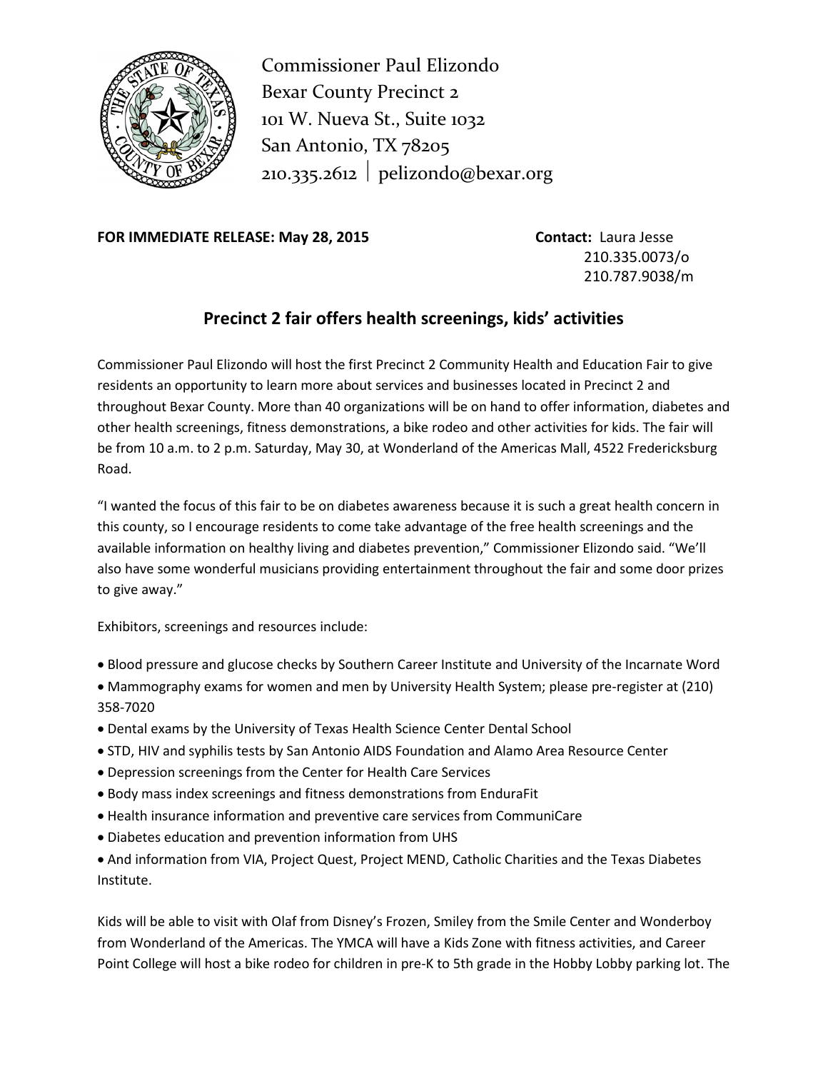Commissioner Paul Elizondo
Bexar County Precinct 2
101 W. Nueva St., Suite 1032
San Antonio, TX 78205
210.335.2612 | pelizondo@bexar.org

**FOR IMMEDIATE RELEASE: May 28, 2015**

**Contact:** Laura Jesse
210.335.0073/o
210.787.9038/m

## Precinct 2 fair offers health screenings, kids' activities

Commissioner Paul Elizondo will host the first Precinct 2 Community Health and Education Fair to give residents an opportunity to learn more about services and businesses located in Precinct 2 and throughout Bexar County. More than 40 organizations will be on hand to offer information, diabetes and other health screenings, fitness demonstrations, a bike rodeo and other activities for kids. The fair will be from 10 a.m. to 2 p.m. Saturday, May 30, at Wonderland of the Americas Mall, 4522 Fredericksburg Road.

"I wanted the focus of this fair to be on diabetes awareness because it is such a great health concern in this county, so I encourage residents to come take advantage of the free health screenings and the available information on healthy living and diabetes prevention," Commissioner Elizondo said. "We'll also have some wonderful musicians providing entertainment throughout the fair and some door prizes to give away."

Exhibitors, screenings and resources include:

- Blood pressure and glucose checks by Southern Career Institute and University of the Incarnate Word
- Mammography exams for women and men by University Health System; please pre-register at (210) 358-7020
- Dental exams by the University of Texas Health Science Center Dental School
- STD, HIV and syphilis tests by San Antonio AIDS Foundation and Alamo Area Resource Center
- Depression screenings from the Center for Health Care Services
- Body mass index screenings and fitness demonstrations from EnduraFit
- Health insurance information and preventive care services from CommuniCare
- Diabetes education and prevention information from UHS
- And information from VIA, Project Quest, Project MEND, Catholic Charities and the Texas Diabetes Institute.

Kids will be able to visit with Olaf from Disney's Frozen, Smiley from the Smile Center and Wonderboy from Wonderland of the Americas. The YMCA will have a Kids Zone with fitness activities, and Career Point College will host a bike rodeo for children in pre-K to 5th grade in the Hobby Lobby parking lot. The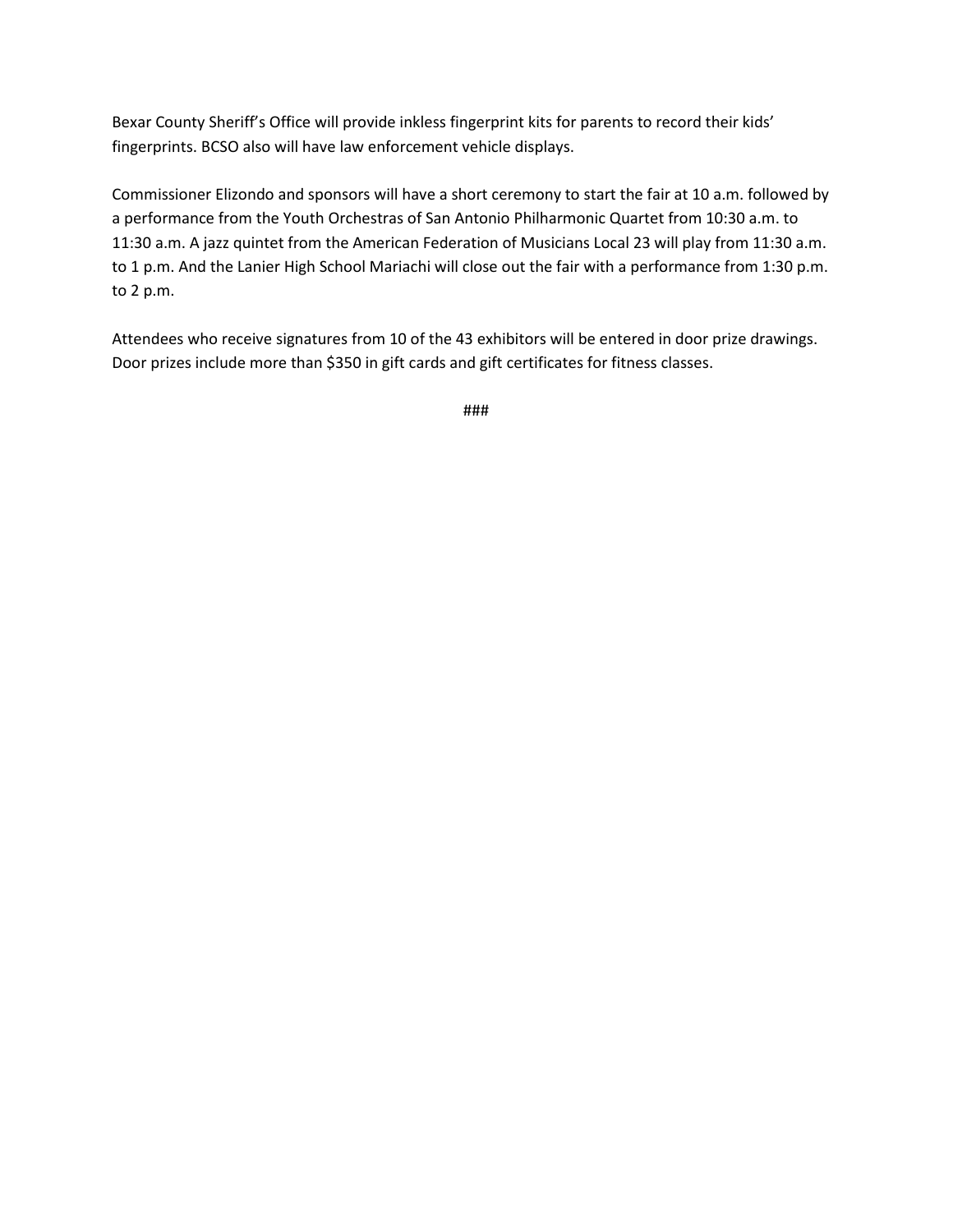Bexar County Sheriff's Office will provide inkless fingerprint kits for parents to record their kids' fingerprints. BCSO also will have law enforcement vehicle displays.

Commissioner Elizondo and sponsors will have a short ceremony to start the fair at 10 a.m. followed by a performance from the Youth Orchestras of San Antonio Philharmonic Quartet from 10:30 a.m. to 11:30 a.m. A jazz quintet from the American Federation of Musicians Local 23 will play from 11:30 a.m. to 1 p.m. And the Lanier High School Mariachi will close out the fair with a performance from 1:30 p.m. to 2 p.m.

Attendees who receive signatures from 10 of the 43 exhibitors will be entered in door prize drawings. Door prizes include more than $350 in gift cards and gift certificates for fitness classes.

###